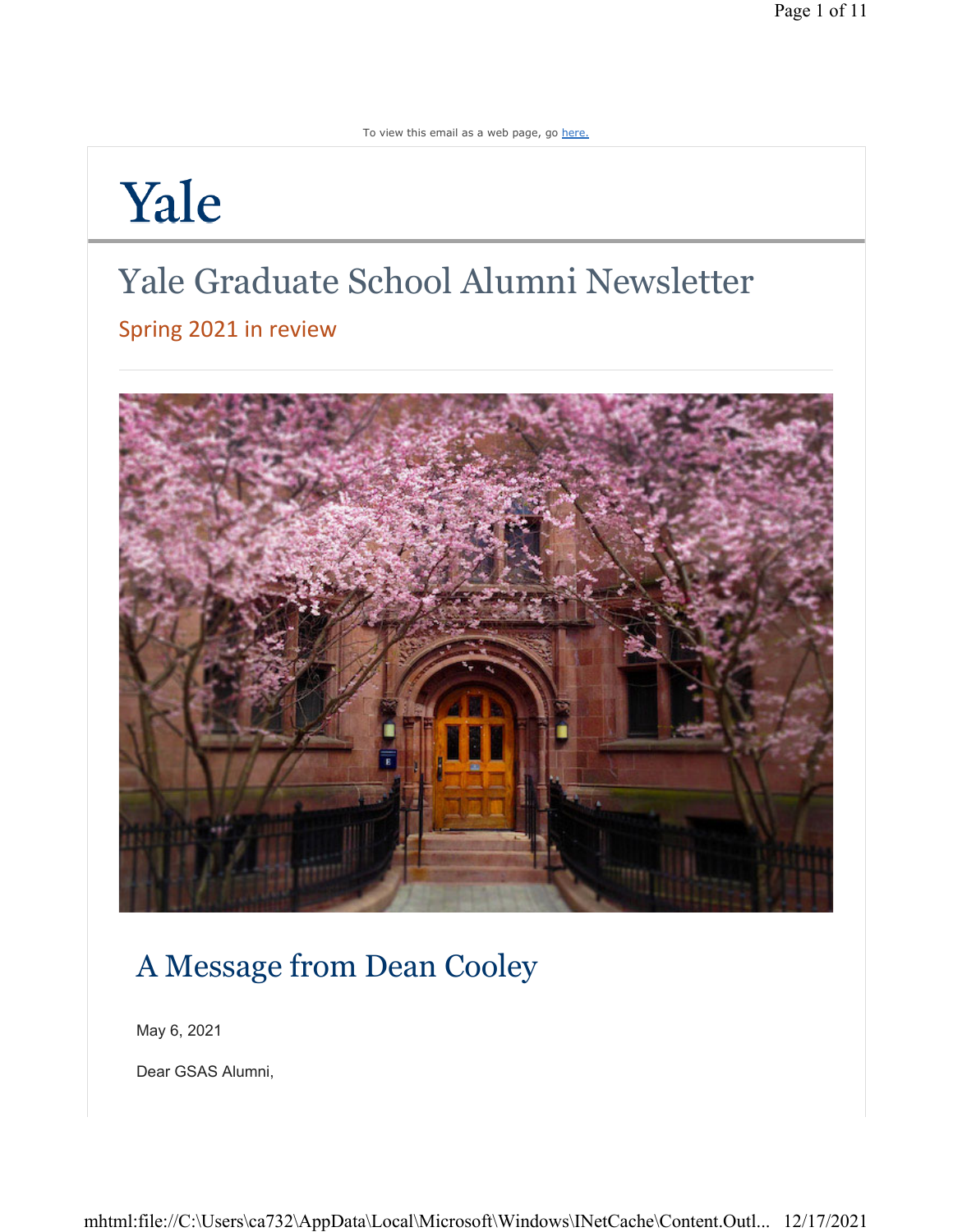To view this email as a web page, go here.

Yale

# Yale Graduate School Alumni Newsletter

## Spring 2021 in review

## A Message from Dean Cooley

May 6, 2021

Dear GSAS Alumni,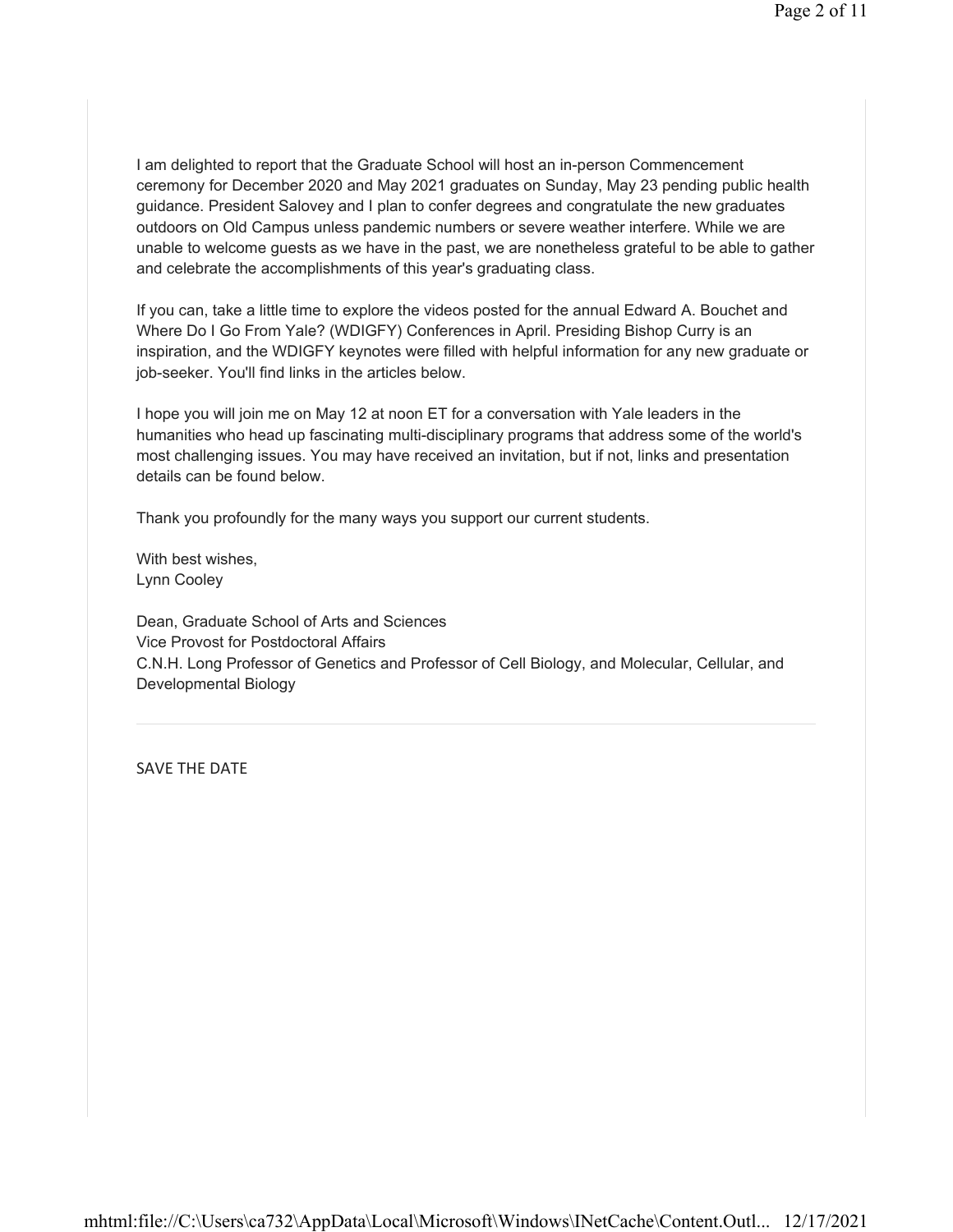I am delighted to report that the Graduate School will host an in-person Commencement ceremony for December 2020 and May 2021 graduates on Sunday, May 23 pending public health guidance. President Salovey and I plan to confer degrees and congratulate the new graduates outdoors on Old Campus unless pandemic numbers or severe weather interfere. While we are unable to welcome guests as we have in the past, we are nonetheless grateful to be able to gather and celebrate the accomplishments of this year's graduating class.

If you can, take a little time to explore the videos posted for the annual Edward A. Bouchet and Where Do I Go From Yale? (WDIGFY) Conferences in April. Presiding Bishop Curry is an inspiration, and the WDIGFY keynotes were filled with helpful information for any new graduate or job-seeker. You'll find links in the articles below.

I hope you will join me on May 12 at noon ET for a conversation with Yale leaders in the humanities who head up fascinating multi-disciplinary programs that address some of the world's most challenging issues. You may have received an invitation, but if not, links and presentation details can be found below.

Thank you profoundly for the many ways you support our current students.

With best wishes,
Lynn Cooley

Dean, Graduate School of Arts and Sciences
Vice Provost for Postdoctoral Affairs
C.N.H. Long Professor of Genetics and Professor of Cell Biology, and Molecular, Cellular, and Developmental Biology

---

SAVE THE DATE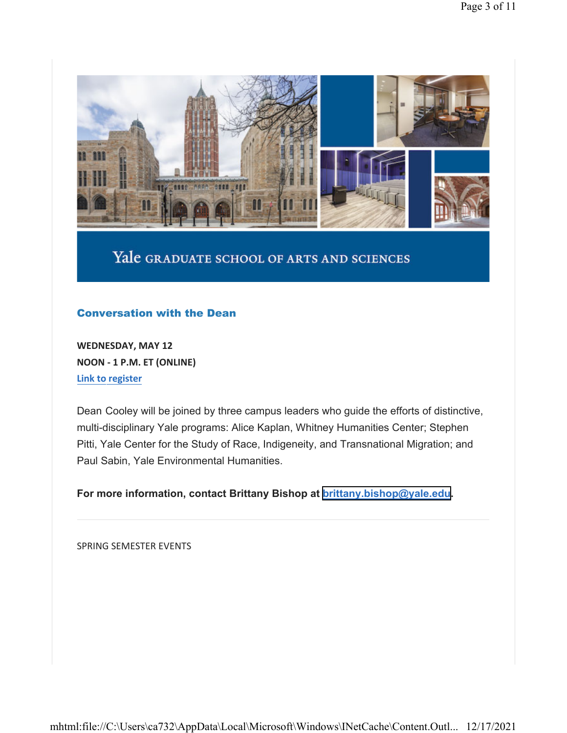Yale GRADUATE SCHOOL OF ARTS AND SCIENCES

## Conversation with the Dean

**WEDNESDAY, MAY 12**
**NOON - 1 P.M. ET (ONLINE)**
Link to register

Dean Cooley will be joined by three campus leaders who guide the efforts of distinctive, multi-disciplinary Yale programs: Alice Kaplan, Whitney Humanities Center; Stephen Pitti, Yale Center for the Study of Race, Indigeneity, and Transnational Migration; and Paul Sabin, Yale Environmental Humanities.

**For more information, contact Brittany Bishop at brittany.bishop@yale.edu.**

---

SPRING SEMESTER EVENTS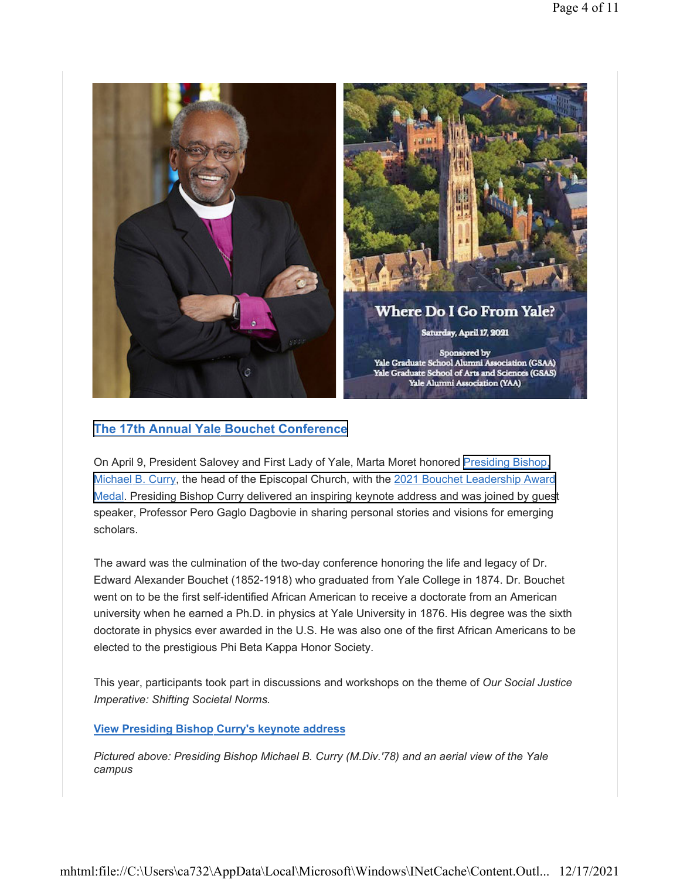Where Do I Go From Yale?

Saturday, April 17, 2021

Sponsored by
Yale Graduate School Alumni Association (GSAA)
Yale Graduate School of Arts and Sciences (GSAS)
Yale Alumni Association (YAA)

## The 17th Annual Yale Bouchet Conference

On April 9, President Salovey and First Lady of Yale, Marta Moret honored Presiding Bishop, Michael B. Curry, the head of the Episcopal Church, with the 2021 Bouchet Leadership Award Medal. Presiding Bishop Curry delivered an inspiring keynote address and was joined by guest speaker, Professor Pero Gaglo Dagbovie in sharing personal stories and visions for emerging scholars.

The award was the culmination of the two-day conference honoring the life and legacy of Dr. Edward Alexander Bouchet (1852-1918) who graduated from Yale College in 1874. Dr. Bouchet went on to be the first self-identified African American to receive a doctorate from an American university when he earned a Ph.D. in physics at Yale University in 1876. His degree was the sixth doctorate in physics ever awarded in the U.S. He was also one of the first African Americans to be elected to the prestigious Phi Beta Kappa Honor Society.

This year, participants took part in discussions and workshops on the theme of *Our Social Justice Imperative: Shifting Societal Norms.*

**View Presiding Bishop Curry's keynote address**

*Pictured above: Presiding Bishop Michael B. Curry (M.Div.'78) and an aerial view of the Yale campus*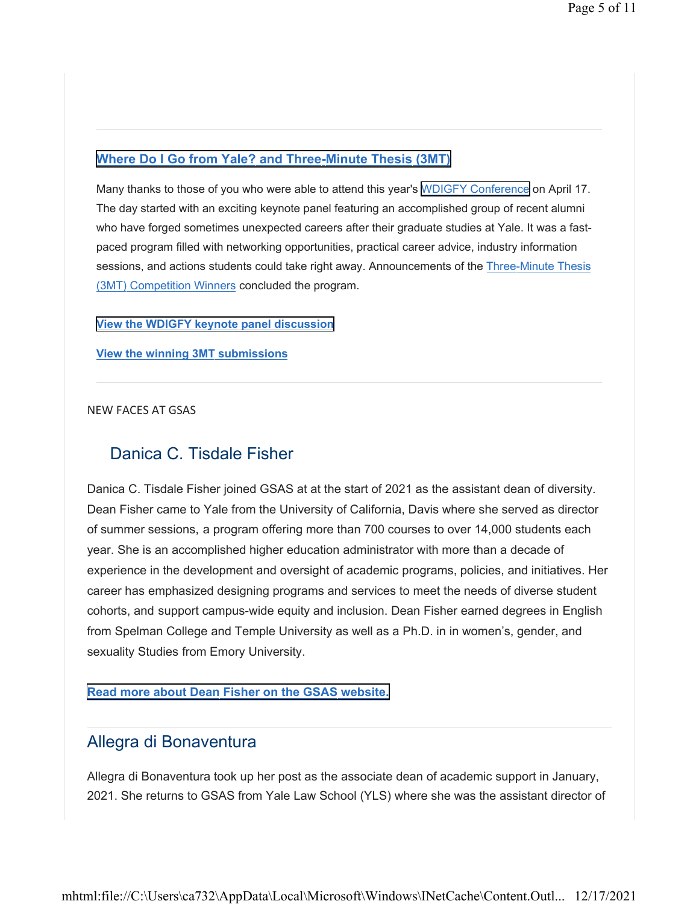### Where Do I Go from Yale? and Three-Minute Thesis (3MT)

Many thanks to those of you who were able to attend this year's WDIGFY Conference on April 17. The day started with an exciting keynote panel featuring an accomplished group of recent alumni who have forged sometimes unexpected careers after their graduate studies at Yale. It was a fast-paced program filled with networking opportunities, practical career advice, industry information sessions, and actions students could take right away. Announcements of the Three-Minute Thesis (3MT) Competition Winners concluded the program.

**View the WDIGFY keynote panel discussion**

**View the winning 3MT submissions**

---

NEW FACES AT GSAS

## Danica C. Tisdale Fisher

Danica C. Tisdale Fisher joined GSAS at at the start of 2021 as the assistant dean of diversity. Dean Fisher came to Yale from the University of California, Davis where she served as director of summer sessions, a program offering more than 700 courses to over 14,000 students each year. She is an accomplished higher education administrator with more than a decade of experience in the development and oversight of academic programs, policies, and initiatives. Her career has emphasized designing programs and services to meet the needs of diverse student cohorts, and support campus-wide equity and inclusion. Dean Fisher earned degrees in English from Spelman College and Temple University as well as a Ph.D. in in women's, gender, and sexuality Studies from Emory University.

**Read more about Dean Fisher on the GSAS website.**

---

## Allegra di Bonaventura

Allegra di Bonaventura took up her post as the associate dean of academic support in January, 2021. She returns to GSAS from Yale Law School (YLS) where she was the assistant director of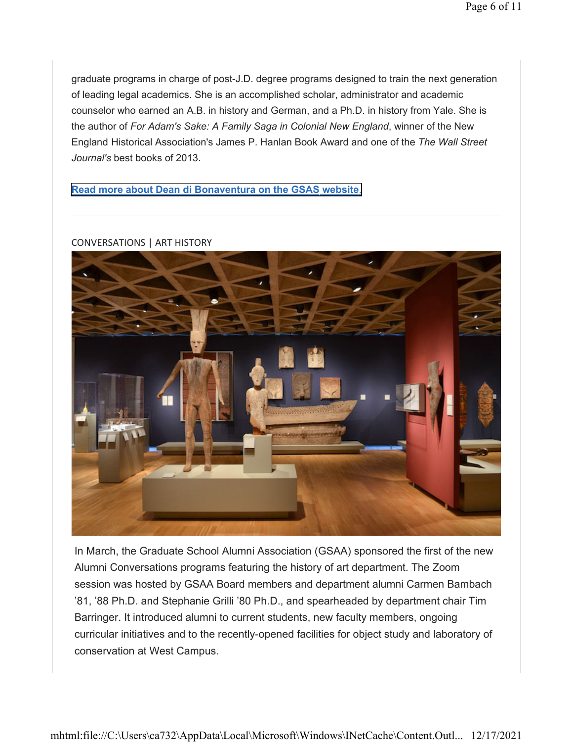graduate programs in charge of post-J.D. degree programs designed to train the next generation of leading legal academics. She is an accomplished scholar, administrator and academic counselor who earned an A.B. in history and German, and a Ph.D. in history from Yale. She is the author of *For Adam's Sake: A Family Saga in Colonial New England*, winner of the New England Historical Association's James P. Hanlan Book Award and one of the *The Wall Street Journal's* best books of 2013.

**Read more about Dean di Bonaventura on the GSAS website.**

---

CONVERSATIONS | ART HISTORY

In March, the Graduate School Alumni Association (GSAA) sponsored the first of the new Alumni Conversations programs featuring the history of art department. The Zoom session was hosted by GSAA Board members and department alumni Carmen Bambach '81, '88 Ph.D. and Stephanie Grilli '80 Ph.D., and spearheaded by department chair Tim Barringer. It introduced alumni to current students, new faculty members, ongoing curricular initiatives and to the recently-opened facilities for object study and laboratory of conservation at West Campus.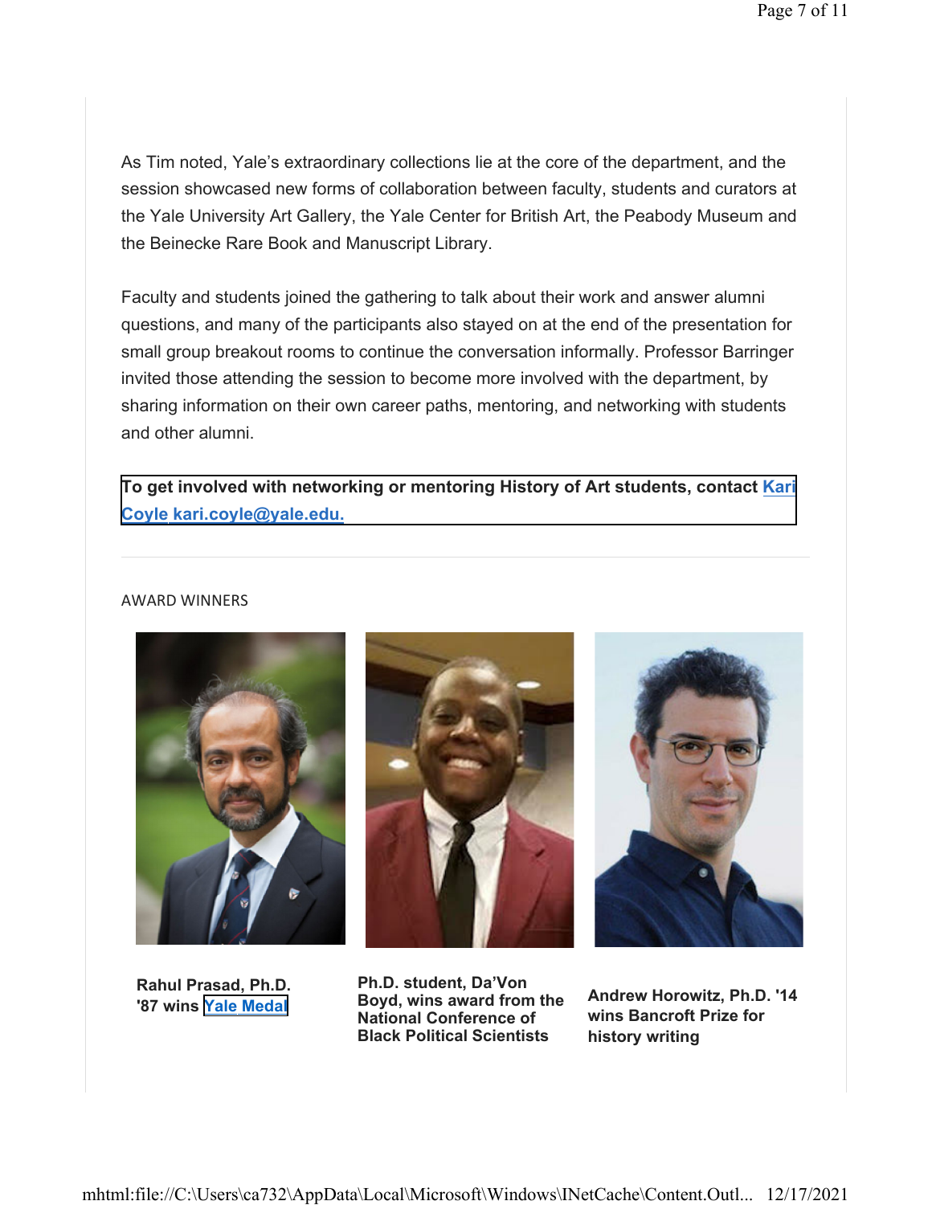As Tim noted, Yale's extraordinary collections lie at the core of the department, and the session showcased new forms of collaboration between faculty, students and curators at the Yale University Art Gallery, the Yale Center for British Art, the Peabody Museum and the Beinecke Rare Book and Manuscript Library.

Faculty and students joined the gathering to talk about their work and answer alumni questions, and many of the participants also stayed on at the end of the presentation for small group breakout rooms to continue the conversation informally. Professor Barringer invited those attending the session to become more involved with the department, by sharing information on their own career paths, mentoring, and networking with students and other alumni.

**To get involved with networking or mentoring History of Art students, contact Kari Coyle kari.coyle@yale.edu.**

---

AWARD WINNERS

**Rahul Prasad, Ph.D. '87 wins Yale Medal**

**Ph.D. student, Da'Von Boyd, wins award from the National Conference of Black Political Scientists**

**Andrew Horowitz, Ph.D. '14 wins Bancroft Prize for history writing**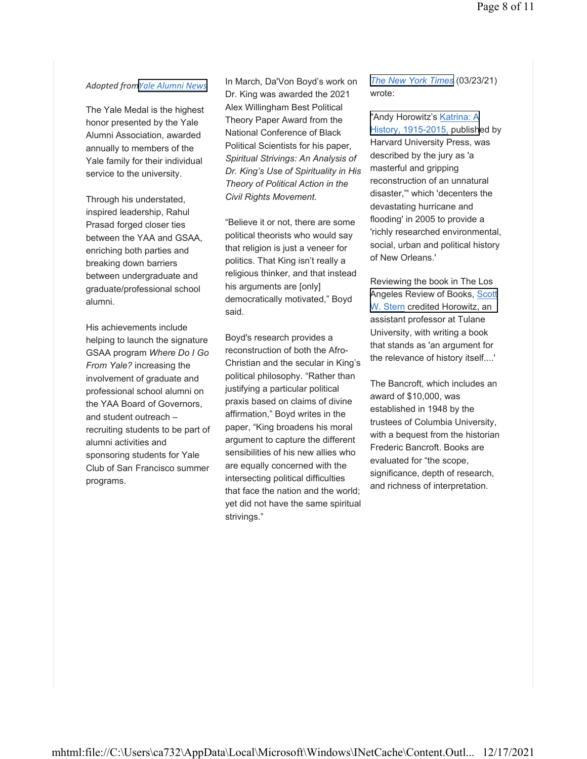*Adopted from* Yale Alumni News

The Yale Medal is the highest honor presented by the Yale Alumni Association, awarded annually to members of the Yale family for their individual service to the university.

Through his understated, inspired leadership, Rahul Prasad forged closer ties between the YAA and GSAA, enriching both parties and breaking down barriers between undergraduate and graduate/professional school alumni.

His achievements include helping to launch the signature GSAA program *Where Do I Go From Yale?* increasing the involvement of graduate and professional school alumni on the YAA Board of Governors, and student outreach – recruiting students to be part of alumni activities and sponsoring students for Yale Club of San Francisco summer programs.

In March, Da'Von Boyd's work on Dr. King was awarded the 2021 Alex Willingham Best Political Theory Paper Award from the National Conference of Black Political Scientists for his paper, *Spiritual Strivings: An Analysis of Dr. King's Use of Spirituality in His Theory of Political Action in the Civil Rights Movement.*

"Believe it or not, there are some political theorists who would say that religion is just a veneer for politics. That King isn't really a religious thinker, and that instead his arguments are [only] democratically motivated," Boyd said.

Boyd's research provides a reconstruction of both the Afro-Christian and the secular in King's political philosophy. "Rather than justifying a particular political praxis based on claims of divine affirmation," Boyd writes in the paper, "King broadens his moral argument to capture the different sensibilities of his new allies who are equally concerned with the intersecting political difficulties that face the nation and the world; yet did not have the same spiritual strivings."

*The New York Times* (03/23/21) wrote:

"Andy Horowitz's Katrina: A History, 1915-2015, published by Harvard University Press, was described by the jury as 'a masterful and gripping reconstruction of an unnatural disaster,'" which 'decenters the devastating hurricane and flooding' in 2005 to provide a 'richly researched environmental, social, urban and political history of New Orleans.'

Reviewing the book in The Los Angeles Review of Books, Scott W. Stern credited Horowitz, an assistant professor at Tulane University, with writing a book that stands as 'an argument for the relevance of history itself....'

The Bancroft, which includes an award of $10,000, was established in 1948 by the trustees of Columbia University, with a bequest from the historian Frederic Bancroft. Books are evaluated for "the scope, significance, depth of research, and richness of interpretation.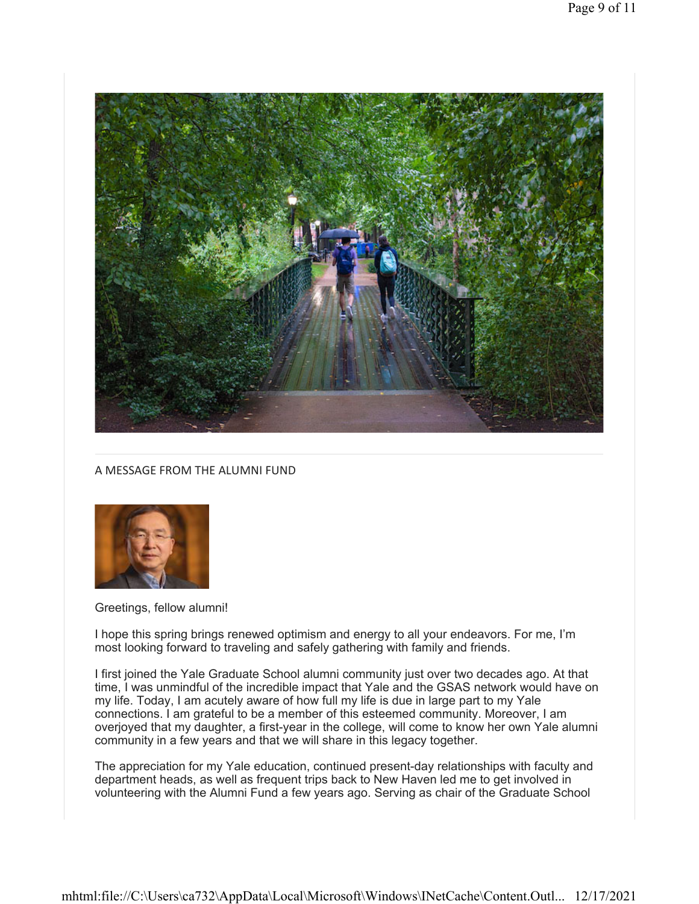A MESSAGE FROM THE ALUMNI FUND

Greetings, fellow alumni!

I hope this spring brings renewed optimism and energy to all your endeavors. For me, I'm most looking forward to traveling and safely gathering with family and friends.

I first joined the Yale Graduate School alumni community just over two decades ago. At that time, I was unmindful of the incredible impact that Yale and the GSAS network would have on my life. Today, I am acutely aware of how full my life is due in large part to my Yale connections. I am grateful to be a member of this esteemed community. Moreover, I am overjoyed that my daughter, a first-year in the college, will come to know her own Yale alumni community in a few years and that we will share in this legacy together.

The appreciation for my Yale education, continued present-day relationships with faculty and department heads, as well as frequent trips back to New Haven led me to get involved in volunteering with the Alumni Fund a few years ago. Serving as chair of the Graduate School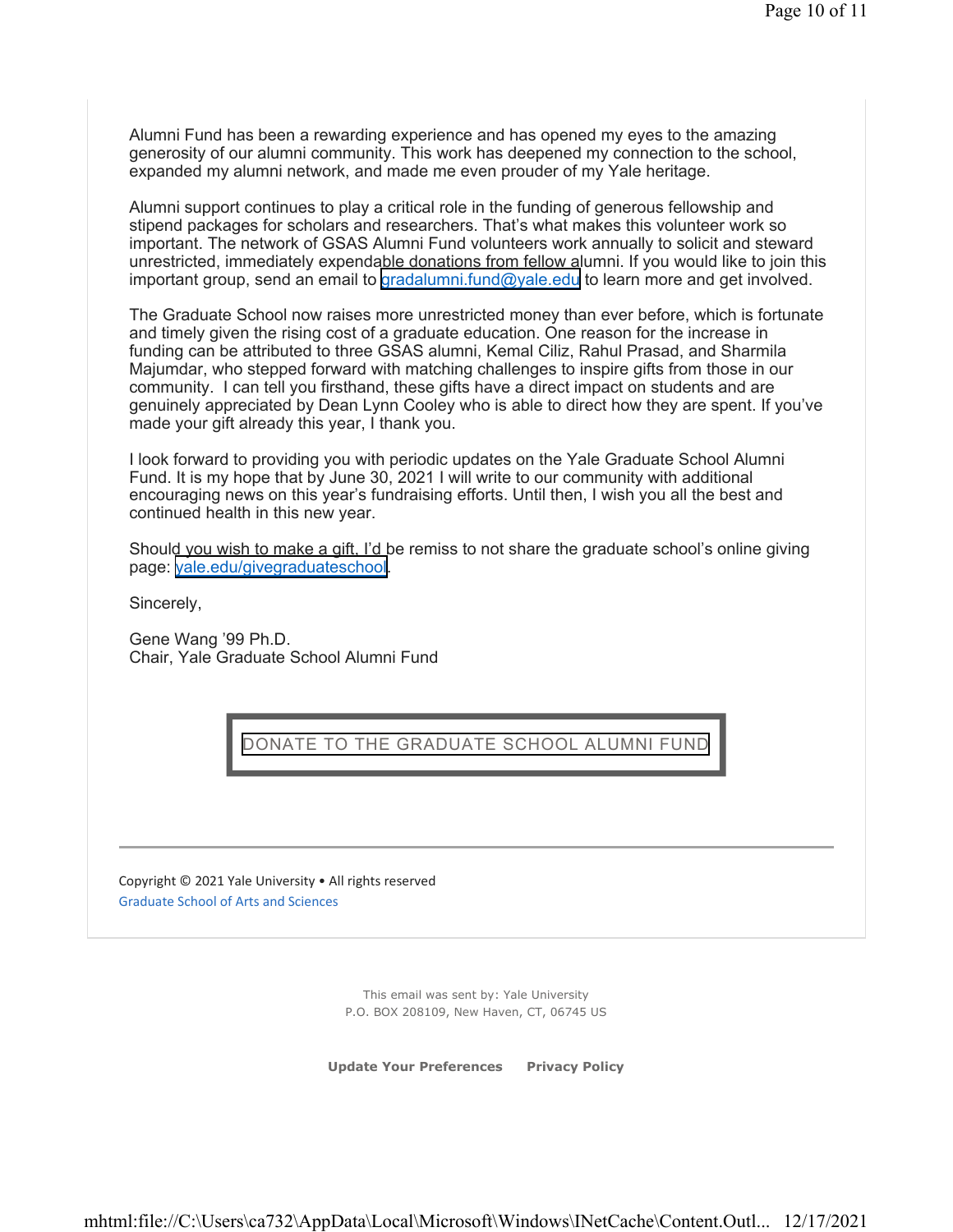Alumni Fund has been a rewarding experience and has opened my eyes to the amazing generosity of our alumni community. This work has deepened my connection to the school, expanded my alumni network, and made me even prouder of my Yale heritage.

Alumni support continues to play a critical role in the funding of generous fellowship and stipend packages for scholars and researchers. That's what makes this volunteer work so important. The network of GSAS Alumni Fund volunteers work annually to solicit and steward unrestricted, immediately expendable donations from fellow alumni. If you would like to join this important group, send an email to gradalumni.fund@yale.edu to learn more and get involved.

The Graduate School now raises more unrestricted money than ever before, which is fortunate and timely given the rising cost of a graduate education. One reason for the increase in funding can be attributed to three GSAS alumni, Kemal Ciliz, Rahul Prasad, and Sharmila Majumdar, who stepped forward with matching challenges to inspire gifts from those in our community. I can tell you firsthand, these gifts have a direct impact on students and are genuinely appreciated by Dean Lynn Cooley who is able to direct how they are spent. If you've made your gift already this year, I thank you.

I look forward to providing you with periodic updates on the Yale Graduate School Alumni Fund. It is my hope that by June 30, 2021 I will write to our community with additional encouraging news on this year's fundraising efforts. Until then, I wish you all the best and continued health in this new year.

Should you wish to make a gift, I'd be remiss to not share the graduate school's online giving page: yale.edu/givegraduateschool.

Sincerely,

Gene Wang '99 Ph.D.
Chair, Yale Graduate School Alumni Fund

DONATE TO THE GRADUATE SCHOOL ALUMNI FUND

---

Copyright © 2021 Yale University • All rights reserved
Graduate School of Arts and Sciences

This email was sent by: Yale University
P.O. BOX 208109, New Haven, CT, 06745 US

**Update Your Preferences** **Privacy Policy**